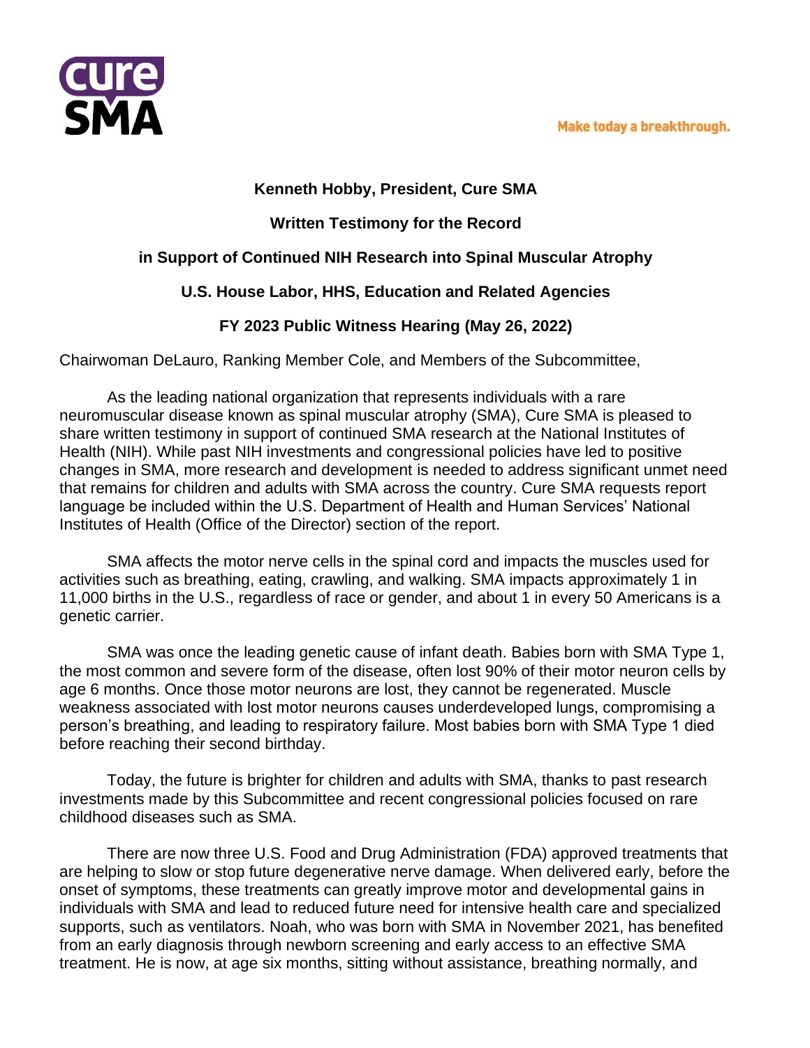**cure SMA**

Make today a breakthrough.

**Kenneth Hobby, President, Cure SMA**

**Written Testimony for the Record**

**in Support of Continued NIH Research into Spinal Muscular Atrophy**

**U.S. House Labor, HHS, Education and Related Agencies**

**FY 2023 Public Witness Hearing (May 26, 2022)**

Chairwoman DeLauro, Ranking Member Cole, and Members of the Subcommittee,

As the leading national organization that represents individuals with a rare neuromuscular disease known as spinal muscular atrophy (SMA), Cure SMA is pleased to share written testimony in support of continued SMA research at the National Institutes of Health (NIH). While past NIH investments and congressional policies have led to positive changes in SMA, more research and development is needed to address significant unmet need that remains for children and adults with SMA across the country. Cure SMA requests report language be included within the U.S. Department of Health and Human Services' National Institutes of Health (Office of the Director) section of the report.

SMA affects the motor nerve cells in the spinal cord and impacts the muscles used for activities such as breathing, eating, crawling, and walking. SMA impacts approximately 1 in 11,000 births in the U.S., regardless of race or gender, and about 1 in every 50 Americans is a genetic carrier.

SMA was once the leading genetic cause of infant death. Babies born with SMA Type 1, the most common and severe form of the disease, often lost 90% of their motor neuron cells by age 6 months. Once those motor neurons are lost, they cannot be regenerated. Muscle weakness associated with lost motor neurons causes underdeveloped lungs, compromising a person's breathing, and leading to respiratory failure. Most babies born with SMA Type 1 died before reaching their second birthday.

Today, the future is brighter for children and adults with SMA, thanks to past research investments made by this Subcommittee and recent congressional policies focused on rare childhood diseases such as SMA.

There are now three U.S. Food and Drug Administration (FDA) approved treatments that are helping to slow or stop future degenerative nerve damage. When delivered early, before the onset of symptoms, these treatments can greatly improve motor and developmental gains in individuals with SMA and lead to reduced future need for intensive health care and specialized supports, such as ventilators. Noah, who was born with SMA in November 2021, has benefited from an early diagnosis through newborn screening and early access to an effective SMA treatment. He is now, at age six months, sitting without assistance, breathing normally, and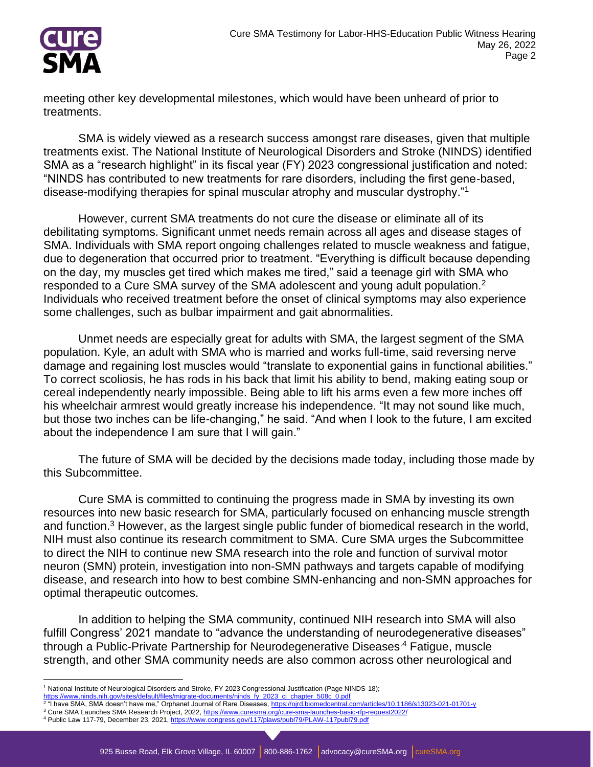meeting other key developmental milestones, which would have been unheard of prior to treatments.

SMA is widely viewed as a research success amongst rare diseases, given that multiple treatments exist. The National Institute of Neurological Disorders and Stroke (NINDS) identified SMA as a "research highlight" in its fiscal year (FY) 2023 congressional justification and noted: "NINDS has contributed to new treatments for rare disorders, including the first gene-based, disease-modifying therapies for spinal muscular atrophy and muscular dystrophy."[1]

However, current SMA treatments do not cure the disease or eliminate all of its debilitating symptoms. Significant unmet needs remain across all ages and disease stages of SMA. Individuals with SMA report ongoing challenges related to muscle weakness and fatigue, due to degeneration that occurred prior to treatment. "Everything is difficult because depending on the day, my muscles get tired which makes me tired," said a teenage girl with SMA who responded to a Cure SMA survey of the SMA adolescent and young adult population.[2] Individuals who received treatment before the onset of clinical symptoms may also experience some challenges, such as bulbar impairment and gait abnormalities.

Unmet needs are especially great for adults with SMA, the largest segment of the SMA population. Kyle, an adult with SMA who is married and works full-time, said reversing nerve damage and regaining lost muscles would "translate to exponential gains in functional abilities." To correct scoliosis, he has rods in his back that limit his ability to bend, making eating soup or cereal independently nearly impossible. Being able to lift his arms even a few more inches off his wheelchair armrest would greatly increase his independence. "It may not sound like much, but those two inches can be life-changing," he said. "And when I look to the future, I am excited about the independence I am sure that I will gain."

The future of SMA will be decided by the decisions made today, including those made by this Subcommittee.

Cure SMA is committed to continuing the progress made in SMA by investing its own resources into new basic research for SMA, particularly focused on enhancing muscle strength and function.[3] However, as the largest single public funder of biomedical research in the world, NIH must also continue its research commitment to SMA. Cure SMA urges the Subcommittee to direct the NIH to continue new SMA research into the role and function of survival motor neuron (SMN) protein, investigation into non-SMN pathways and targets capable of modifying disease, and research into how to best combine SMN-enhancing and non-SMN approaches for optimal therapeutic outcomes.

In addition to helping the SMA community, continued NIH research into SMA will also fulfill Congress' 2021 mandate to "advance the understanding of neurodegenerative diseases" through a Public-Private Partnership for Neurodegenerative Diseases.[4] Fatigue, muscle strength, and other SMA community needs are also common across other neurological and

---

[1] National Institute of Neurological Disorders and Stroke, FY 2023 Congressional Justification (Page NINDS-18); https://www.ninds.nih.gov/sites/default/files/migrate-documents/ninds_fy_2023_cj_chapter_508c_0.pdf

[2] "I have SMA, SMA doesn't have me," Orphanet Journal of Rare Diseases, https://ojrd.biomedcentral.com/articles/10.1186/s13023-021-01701-y

[3] Cure SMA Launches SMA Research Project, 2022, https://www.curesma.org/cure-sma-launches-basic-rfp-request2022/

[4] Public Law 117-79, December 23, 2021, https://www.congress.gov/117/plaws/publ79/PLAW-117publ79.pdf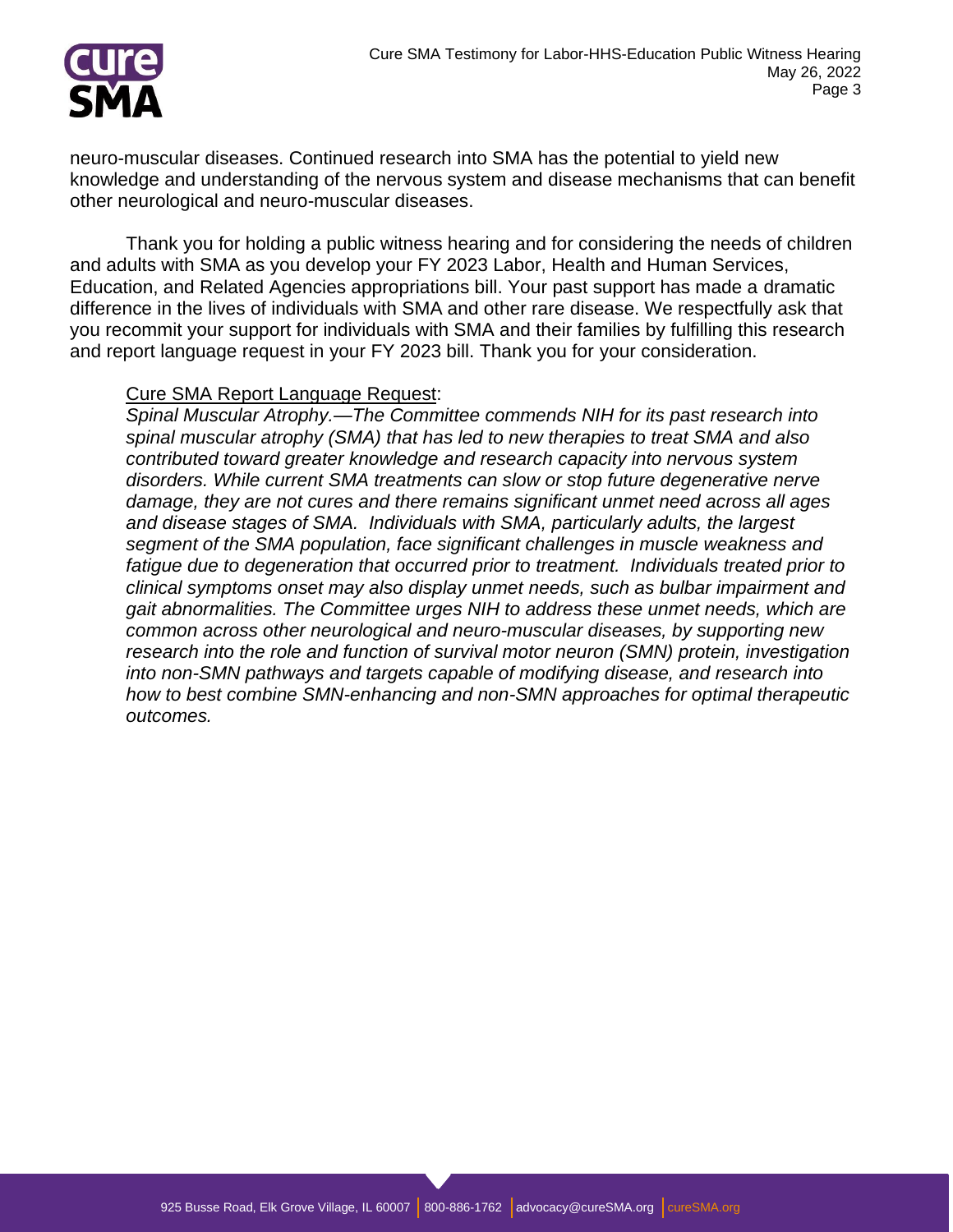neuro-muscular diseases. Continued research into SMA has the potential to yield new knowledge and understanding of the nervous system and disease mechanisms that can benefit other neurological and neuro-muscular diseases.

Thank you for holding a public witness hearing and for considering the needs of children and adults with SMA as you develop your FY 2023 Labor, Health and Human Services, Education, and Related Agencies appropriations bill. Your past support has made a dramatic difference in the lives of individuals with SMA and other rare disease. We respectfully ask that you recommit your support for individuals with SMA and their families by fulfilling this research and report language request in your FY 2023 bill. Thank you for your consideration.

Cure SMA Report Language Request:

*Spinal Muscular Atrophy.—The Committee commends NIH for its past research into spinal muscular atrophy (SMA) that has led to new therapies to treat SMA and also contributed toward greater knowledge and research capacity into nervous system disorders. While current SMA treatments can slow or stop future degenerative nerve damage, they are not cures and there remains significant unmet need across all ages and disease stages of SMA. Individuals with SMA, particularly adults, the largest segment of the SMA population, face significant challenges in muscle weakness and fatigue due to degeneration that occurred prior to treatment. Individuals treated prior to clinical symptoms onset may also display unmet needs, such as bulbar impairment and gait abnormalities. The Committee urges NIH to address these unmet needs, which are common across other neurological and neuro-muscular diseases, by supporting new research into the role and function of survival motor neuron (SMN) protein, investigation into non-SMN pathways and targets capable of modifying disease, and research into how to best combine SMN-enhancing and non-SMN approaches for optimal therapeutic outcomes.*